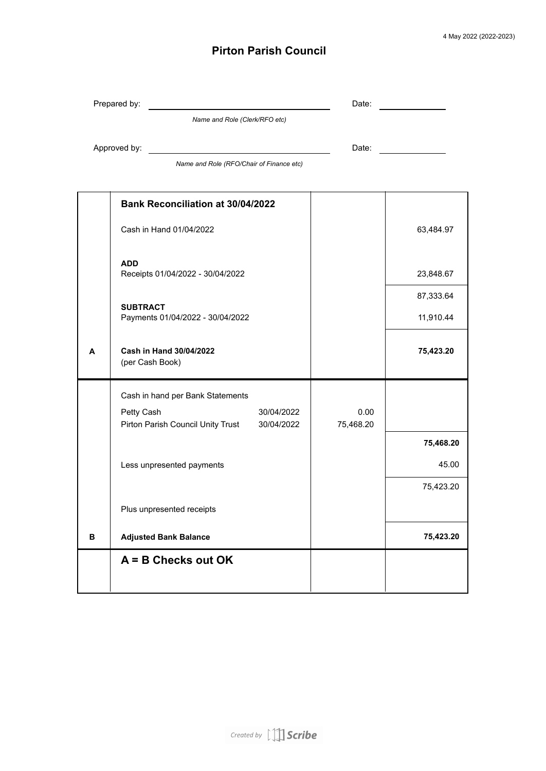4 May 2022 (2022-2023)

# Pirton Parish Council

Prepared by: ______________________ Date: __________

*Name and Role (Clerk/RFO etc)*

Approved by: ______________________ Date: __________

*Name and Role (RFO/Chair of Finance etc)*

| | **Bank Reconciliation at 30/04/2022** | | | |
|---|---|---|---|---|
| | Cash in Hand 01/04/2022 | | | 63,484.97 |
| | **ADD** Receipts 01/04/2022 - 30/04/2022 | | | 23,848.67 |
| | | | | 87,333.64 |
| | **SUBTRACT** Payments 01/04/2022 - 30/04/2022 | | | 11,910.44 |
| **A** | **Cash in Hand 30/04/2022** (per Cash Book) | | | **75,423.20** |
| | Cash in hand per Bank Statements | | | |
| | Petty Cash | 30/04/2022 | 0.00 | |
| | Pirton Parish Council Unity Trust | 30/04/2022 | 75,468.20 | |
| | | | | **75,468.20** |
| | Less unpresented payments | | | 45.00 |
| | | | | 75,423.20 |
| | Plus unpresented receipts | | | |
| **B** | **Adjusted Bank Balance** | | | **75,423.20** |
| | **A = B Checks out OK** | | | |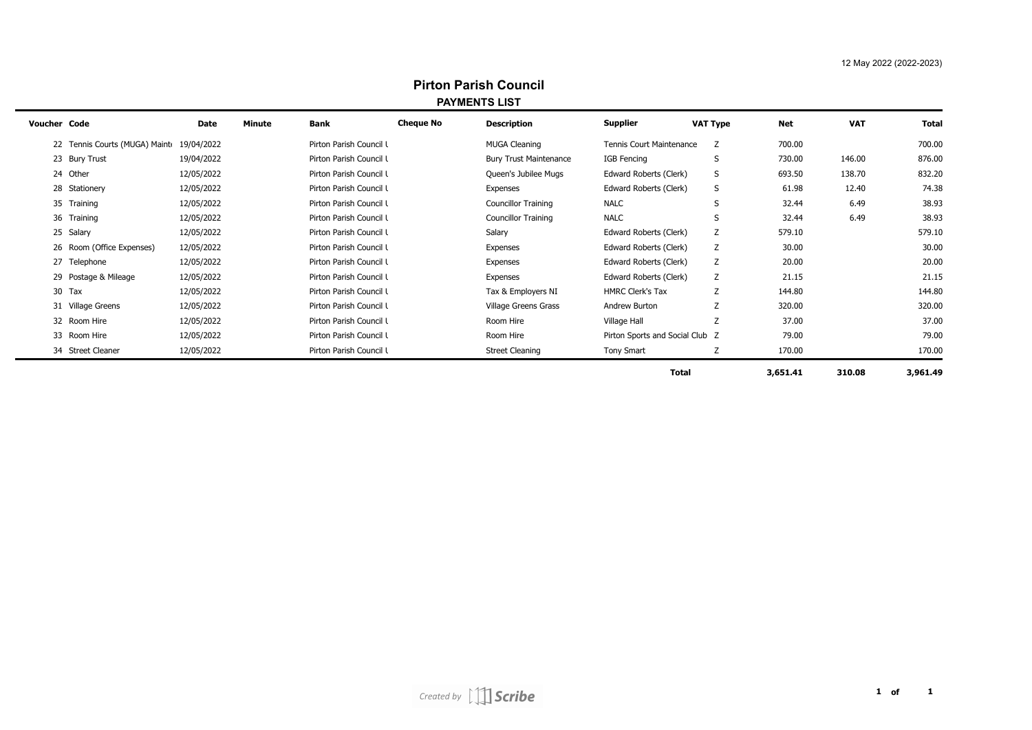12 May 2022 (2022-2023)

# Pirton Parish Council

## PAYMENTS LIST

| Voucher | Code | Date | Minute | Bank | Cheque No | Description | Supplier | VAT Type | Net | VAT | Total |
|---|---|---|---|---|---|---|---|---|---|---|---|
| 22 | Tennis Courts (MUGA) Mainte | 19/04/2022 | | Pirton Parish Council L | | MUGA Cleaning | Tennis Court Maintenance | Z | 700.00 | | 700.00 |
| 23 | Bury Trust | 19/04/2022 | | Pirton Parish Council L | | Bury Trust Maintenance | IGB Fencing | S | 730.00 | 146.00 | 876.00 |
| 24 | Other | 12/05/2022 | | Pirton Parish Council L | | Queen's Jubilee Mugs | Edward Roberts (Clerk) | S | 693.50 | 138.70 | 832.20 |
| 28 | Stationery | 12/05/2022 | | Pirton Parish Council L | | Expenses | Edward Roberts (Clerk) | S | 61.98 | 12.40 | 74.38 |
| 35 | Training | 12/05/2022 | | Pirton Parish Council L | | Councillor Training | NALC | S | 32.44 | 6.49 | 38.93 |
| 36 | Training | 12/05/2022 | | Pirton Parish Council L | | Councillor Training | NALC | S | 32.44 | 6.49 | 38.93 |
| 25 | Salary | 12/05/2022 | | Pirton Parish Council L | | Salary | Edward Roberts (Clerk) | Z | 579.10 | | 579.10 |
| 26 | Room (Office Expenses) | 12/05/2022 | | Pirton Parish Council L | | Expenses | Edward Roberts (Clerk) | Z | 30.00 | | 30.00 |
| 27 | Telephone | 12/05/2022 | | Pirton Parish Council L | | Expenses | Edward Roberts (Clerk) | Z | 20.00 | | 20.00 |
| 29 | Postage & Mileage | 12/05/2022 | | Pirton Parish Council L | | Expenses | Edward Roberts (Clerk) | Z | 21.15 | | 21.15 |
| 30 | Tax | 12/05/2022 | | Pirton Parish Council L | | Tax & Employers NI | HMRC Clerk's Tax | Z | 144.80 | | 144.80 |
| 31 | Village Greens | 12/05/2022 | | Pirton Parish Council L | | Village Greens Grass | Andrew Burton | Z | 320.00 | | 320.00 |
| 32 | Room Hire | 12/05/2022 | | Pirton Parish Council L | | Room Hire | Village Hall | Z | 37.00 | | 37.00 |
| 33 | Room Hire | 12/05/2022 | | Pirton Parish Council L | | Room Hire | Pirton Sports and Social Club | Z | 79.00 | | 79.00 |
| 34 | Street Cleaner | 12/05/2022 | | Pirton Parish Council L | | Street Cleaning | Tony Smart | Z | 170.00 | | 170.00 |
| | | | | | | | **Total** | | **3,651.41** | **310.08** | **3,961.49** |

*Created by Scribe*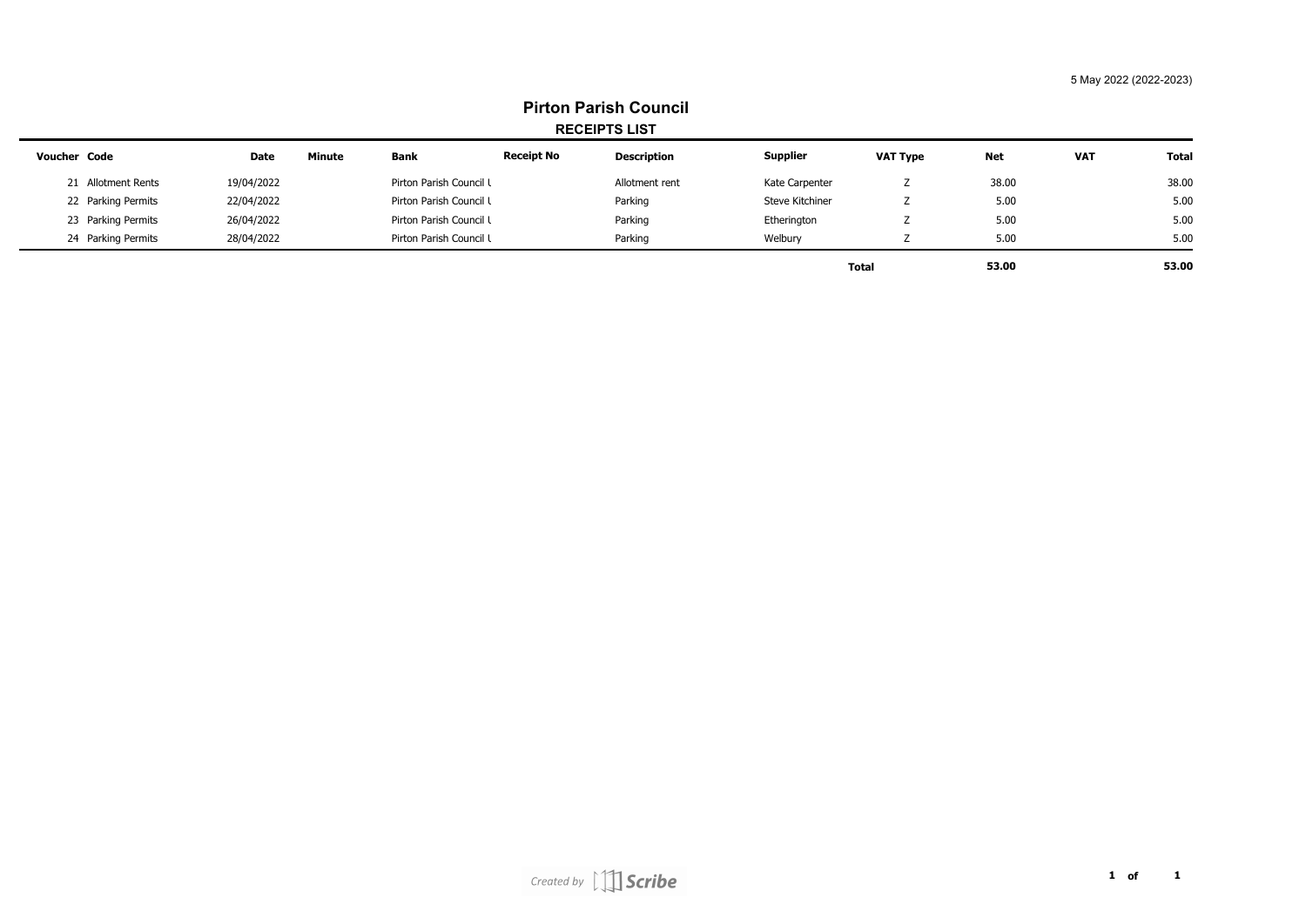5 May 2022 (2022-2023)

# Pirton Parish Council

## RECEIPTS LIST

| Voucher | Code | Date | Minute | Bank | Receipt No | Description | Supplier | VAT Type | Net | VAT | Total |
|---|---|---|---|---|---|---|---|---|---|---|---|
| 21 | Allotment Rents | 19/04/2022 | | Pirton Parish Council U | | Allotment rent | Kate Carpenter | Z | 38.00 | | 38.00 |
| 22 | Parking Permits | 22/04/2022 | | Pirton Parish Council U | | Parking | Steve Kitchiner | Z | 5.00 | | 5.00 |
| 23 | Parking Permits | 26/04/2022 | | Pirton Parish Council U | | Parking | Etherington | Z | 5.00 | | 5.00 |
| 24 | Parking Permits | 28/04/2022 | | Pirton Parish Council U | | Parking | Welbury | Z | 5.00 | | 5.00 |
| | | | | | | | | **Total** | **53.00** | | **53.00** |

*Created by* Scribe